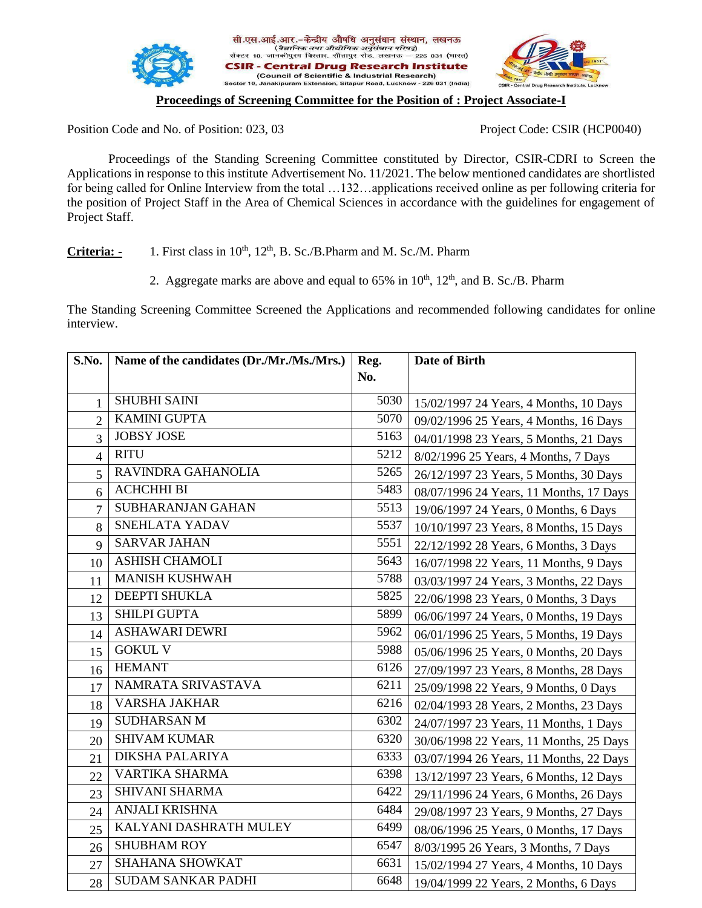सी.एस.आई.आर.-केन्द्रीय औषधि अनुसंधान संस्थान, लखनऊ
(वैज्ञानिक तथा औद्योगिक अनुसंधान परिषद्)
सेक्टर 10, जानकीपुरम विस्तार, सीतापुर रोड, लखनऊ – 226 031 (भारत)
**CSIR - Central Drug Research Institute**
(Council of Scientific & Industrial Research)
Sector 10, Janakipuram Extension, Sitapur Road, Lucknow - 226 031 (India)

## Proceedings of Screening Committee for the Position of : Project Associate-I

Position Code and No. of Position: 023, 03 Project Code: CSIR (HCP0040)

Proceedings of the Standing Screening Committee constituted by Director, CSIR-CDRI to Screen the Applications in response to this institute Advertisement No. 11/2021. The below mentioned candidates are shortlisted for being called for Online Interview from the total …132…applications received online as per following criteria for the position of Project Staff in the Area of Chemical Sciences in accordance with the guidelines for engagement of Project Staff.

**Criteria: -**

1. First class in 10th, 12th, B. Sc./B.Pharm and M. Sc./M. Pharm
2. Aggregate marks are above and equal to 65% in 10th, 12th, and B. Sc./B. Pharm

The Standing Screening Committee Screened the Applications and recommended following candidates for online interview.

| S.No. | Name of the candidates (Dr./Mr./Ms./Mrs.) | Reg. No. | Date of Birth |
|---|---|---|---|
| 1 | SHUBHI SAINI | 5030 | 15/02/1997 24 Years, 4 Months, 10 Days |
| 2 | KAMINI GUPTA | 5070 | 09/02/1996 25 Years, 4 Months, 16 Days |
| 3 | JOBSY JOSE | 5163 | 04/01/1998 23 Years, 5 Months, 21 Days |
| 4 | RITU | 5212 | 8/02/1996 25 Years, 4 Months, 7 Days |
| 5 | RAVINDRA GAHANOLIA | 5265 | 26/12/1997 23 Years, 5 Months, 30 Days |
| 6 | ACHCHHI BI | 5483 | 08/07/1996 24 Years, 11 Months, 17 Days |
| 7 | SUBHARANJAN GAHAN | 5513 | 19/06/1997 24 Years, 0 Months, 6 Days |
| 8 | SNEHLATA YADAV | 5537 | 10/10/1997 23 Years, 8 Months, 15 Days |
| 9 | SARVAR JAHAN | 5551 | 22/12/1992 28 Years, 6 Months, 3 Days |
| 10 | ASHISH CHAMOLI | 5643 | 16/07/1998 22 Years, 11 Months, 9 Days |
| 11 | MANISH KUSHWAH | 5788 | 03/03/1997 24 Years, 3 Months, 22 Days |
| 12 | DEEPTI SHUKLA | 5825 | 22/06/1998 23 Years, 0 Months, 3 Days |
| 13 | SHILPI GUPTA | 5899 | 06/06/1997 24 Years, 0 Months, 19 Days |
| 14 | ASHAWARI DEWRI | 5962 | 06/01/1996 25 Years, 5 Months, 19 Days |
| 15 | GOKUL V | 5988 | 05/06/1996 25 Years, 0 Months, 20 Days |
| 16 | HEMANT | 6126 | 27/09/1997 23 Years, 8 Months, 28 Days |
| 17 | NAMRATA SRIVASTAVA | 6211 | 25/09/1998 22 Years, 9 Months, 0 Days |
| 18 | VARSHA JAKHAR | 6216 | 02/04/1993 28 Years, 2 Months, 23 Days |
| 19 | SUDHARSAN M | 6302 | 24/07/1997 23 Years, 11 Months, 1 Days |
| 20 | SHIVAM KUMAR | 6320 | 30/06/1998 22 Years, 11 Months, 25 Days |
| 21 | DIKSHA PALARIYA | 6333 | 03/07/1994 26 Years, 11 Months, 22 Days |
| 22 | VARTIKA SHARMA | 6398 | 13/12/1997 23 Years, 6 Months, 12 Days |
| 23 | SHIVANI SHARMA | 6422 | 29/11/1996 24 Years, 6 Months, 26 Days |
| 24 | ANJALI KRISHNA | 6484 | 29/08/1997 23 Years, 9 Months, 27 Days |
| 25 | KALYANI DASHRATH MULEY | 6499 | 08/06/1996 25 Years, 0 Months, 17 Days |
| 26 | SHUBHAM ROY | 6547 | 8/03/1995 26 Years, 3 Months, 7 Days |
| 27 | SHAHANA SHOWKAT | 6631 | 15/02/1994 27 Years, 4 Months, 10 Days |
| 28 | SUDAM SANKAR PADHI | 6648 | 19/04/1999 22 Years, 2 Months, 6 Days |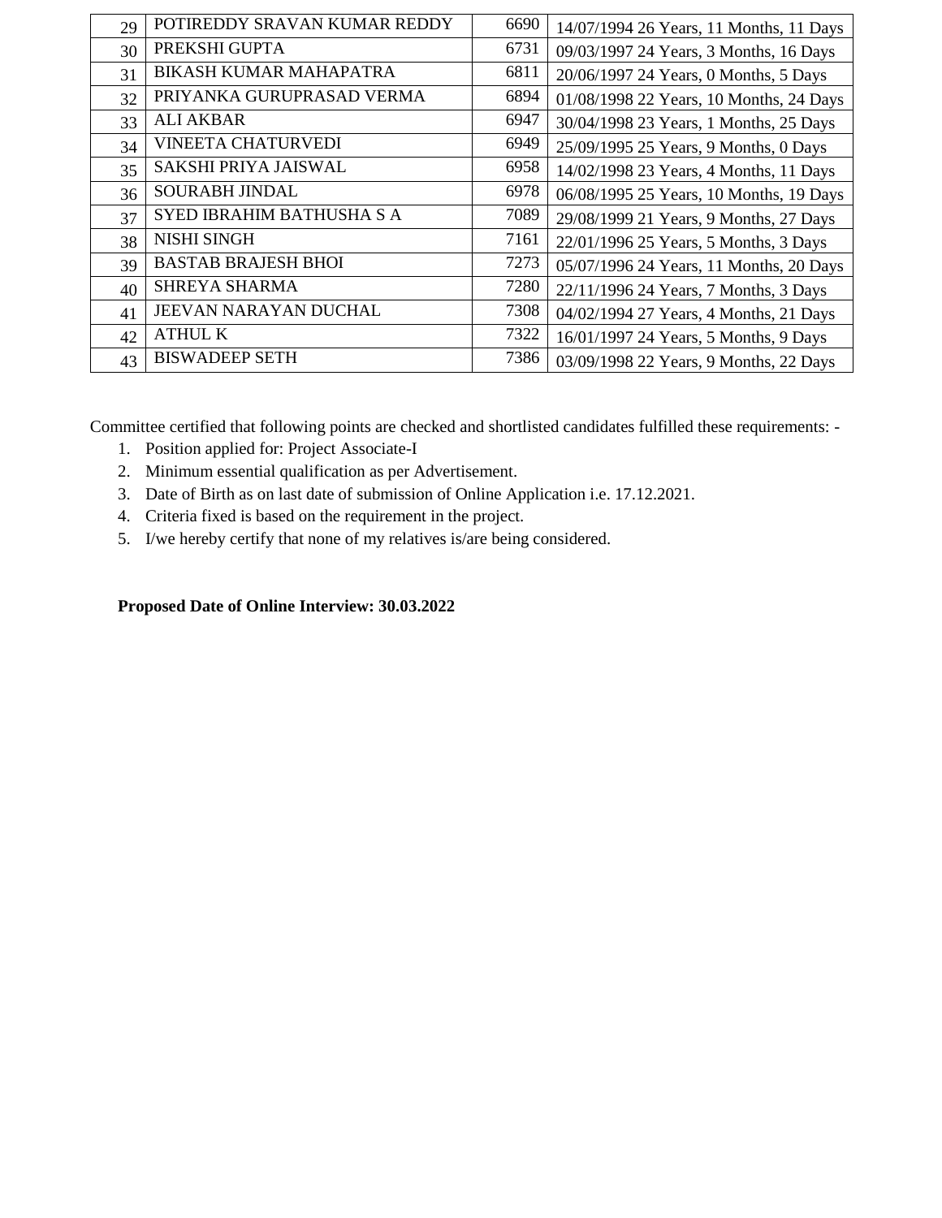| | | | |
|---|---|---|---|
| 29 | POTIREDDY SRAVAN KUMAR REDDY | 6690 | 14/07/1994 26 Years, 11 Months, 11 Days |
| 30 | PREKSHI GUPTA | 6731 | 09/03/1997 24 Years, 3 Months, 16 Days |
| 31 | BIKASH KUMAR MAHAPATRA | 6811 | 20/06/1997 24 Years, 0 Months, 5 Days |
| 32 | PRIYANKA GURUPRASAD VERMA | 6894 | 01/08/1998 22 Years, 10 Months, 24 Days |
| 33 | ALI AKBAR | 6947 | 30/04/1998 23 Years, 1 Months, 25 Days |
| 34 | VINEETA CHATURVEDI | 6949 | 25/09/1995 25 Years, 9 Months, 0 Days |
| 35 | SAKSHI PRIYA JAISWAL | 6958 | 14/02/1998 23 Years, 4 Months, 11 Days |
| 36 | SOURABH JINDAL | 6978 | 06/08/1995 25 Years, 10 Months, 19 Days |
| 37 | SYED IBRAHIM BATHUSHA S A | 7089 | 29/08/1999 21 Years, 9 Months, 27 Days |
| 38 | NISHI SINGH | 7161 | 22/01/1996 25 Years, 5 Months, 3 Days |
| 39 | BASTAB BRAJESH BHOI | 7273 | 05/07/1996 24 Years, 11 Months, 20 Days |
| 40 | SHREYA SHARMA | 7280 | 22/11/1996 24 Years, 7 Months, 3 Days |
| 41 | JEEVAN NARAYAN DUCHAL | 7308 | 04/02/1994 27 Years, 4 Months, 21 Days |
| 42 | ATHUL K | 7322 | 16/01/1997 24 Years, 5 Months, 9 Days |
| 43 | BISWADEEP SETH | 7386 | 03/09/1998 22 Years, 9 Months, 22 Days |

Committee certified that following points are checked and shortlisted candidates fulfilled these requirements: -

1. Position applied for: Project Associate-I
2. Minimum essential qualification as per Advertisement.
3. Date of Birth as on last date of submission of Online Application i.e. 17.12.2021.
4. Criteria fixed is based on the requirement in the project.
5. I/we hereby certify that none of my relatives is/are being considered.

**Proposed Date of Online Interview: 30.03.2022**